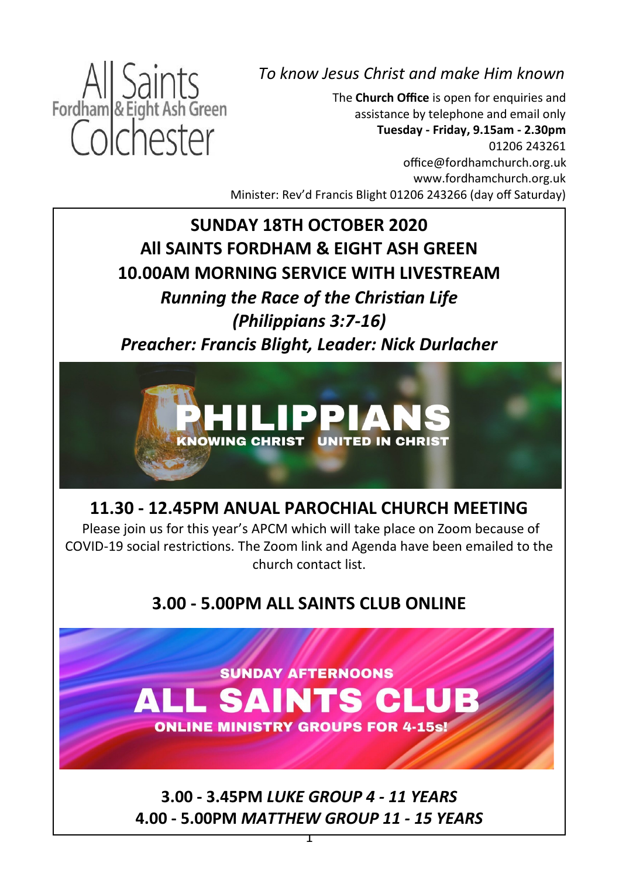All Saints
Fordham & Eight Ash Green
Colchester

*To know Jesus Christ and make Him known*

The **Church Office** is open for enquiries and assistance by telephone and email only
**Tuesday - Friday, 9.15am - 2.30pm**
01206 243261
office@fordhamchurch.org.uk
www.fordhamchurch.org.uk
Minister: Rev'd Francis Blight 01206 243266 (day off Saturday)

# SUNDAY 18TH OCTOBER 2020
# All SAINTS FORDHAM & EIGHT ASH GREEN
# 10.00AM MORNING SERVICE WITH LIVESTREAM

***Running the Race of the Christian Life***
***(Philippians 3:7-16)***
***Preacher: Francis Blight, Leader: Nick Durlacher***

PHILIPPIANS
KNOWING CHRIST UNITED IN CHRIST

## 11.30 - 12.45PM ANUAL PAROCHIAL CHURCH MEETING

Please join us for this year's APCM which will take place on Zoom because of COVID-19 social restrictions. The Zoom link and Agenda have been emailed to the church contact list.

## 3.00 - 5.00PM ALL SAINTS CLUB ONLINE

SUNDAY AFTERNOONS
ALL SAINTS CLUB
ONLINE MINISTRY GROUPS FOR 4-15s!

**3.00 - 3.45PM *LUKE GROUP 4 - 11 YEARS***
**4.00 - 5.00PM *MATTHEW GROUP 11 - 15 YEARS***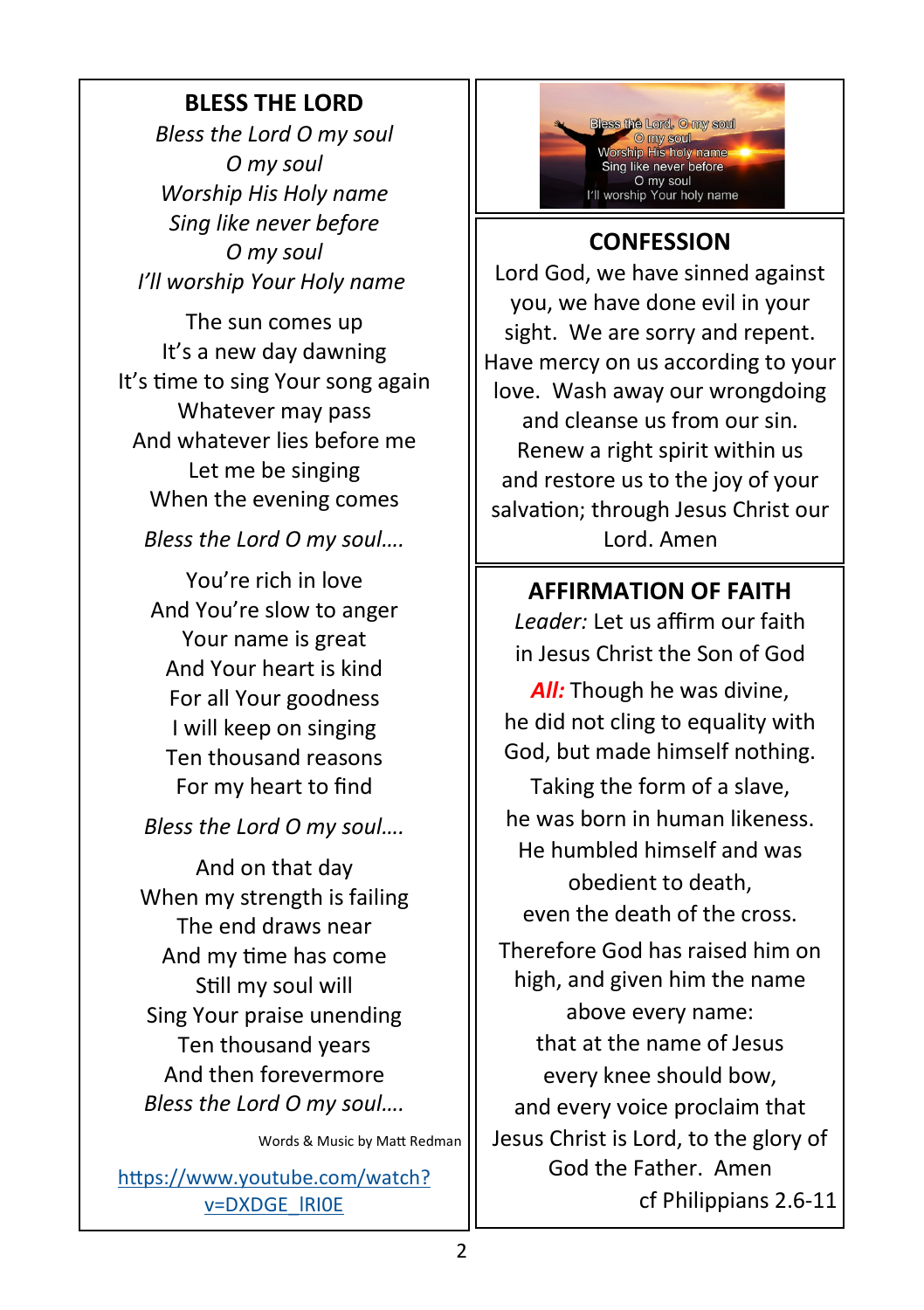## BLESS THE LORD

*Bless the Lord O my soul*
*O my soul*
*Worship His Holy name*
*Sing like never before*
*O my soul*
*I'll worship Your Holy name*

The sun comes up
It's a new day dawning
It's time to sing Your song again
Whatever may pass
And whatever lies before me
Let me be singing
When the evening comes

*Bless the Lord O my soul….*

You're rich in love
And You're slow to anger
Your name is great
And Your heart is kind
For all Your goodness
I will keep on singing
Ten thousand reasons
For my heart to find

*Bless the Lord O my soul….*

And on that day
When my strength is failing
The end draws near
And my time has come
Still my soul will
Sing Your praise unending
Ten thousand years
And then forevermore
*Bless the Lord O my soul….*

Words & Music by Matt Redman

https://www.youtube.com/watch?v=DXDGE_lRI0E

## CONFESSION

Lord God, we have sinned against you, we have done evil in your sight. We are sorry and repent. Have mercy on us according to your love. Wash away our wrongdoing and cleanse us from our sin. Renew a right spirit within us and restore us to the joy of your salvation; through Jesus Christ our Lord. Amen

## AFFIRMATION OF FAITH

*Leader:* Let us affirm our faith in Jesus Christ the Son of God

***All:*** Though he was divine, he did not cling to equality with God, but made himself nothing.

Taking the form of a slave, he was born in human likeness. He humbled himself and was obedient to death, even the death of the cross.

Therefore God has raised him on high, and given him the name above every name: that at the name of Jesus every knee should bow, and every voice proclaim that Jesus Christ is Lord, to the glory of God the Father. Amen

cf Philippians 2.6-11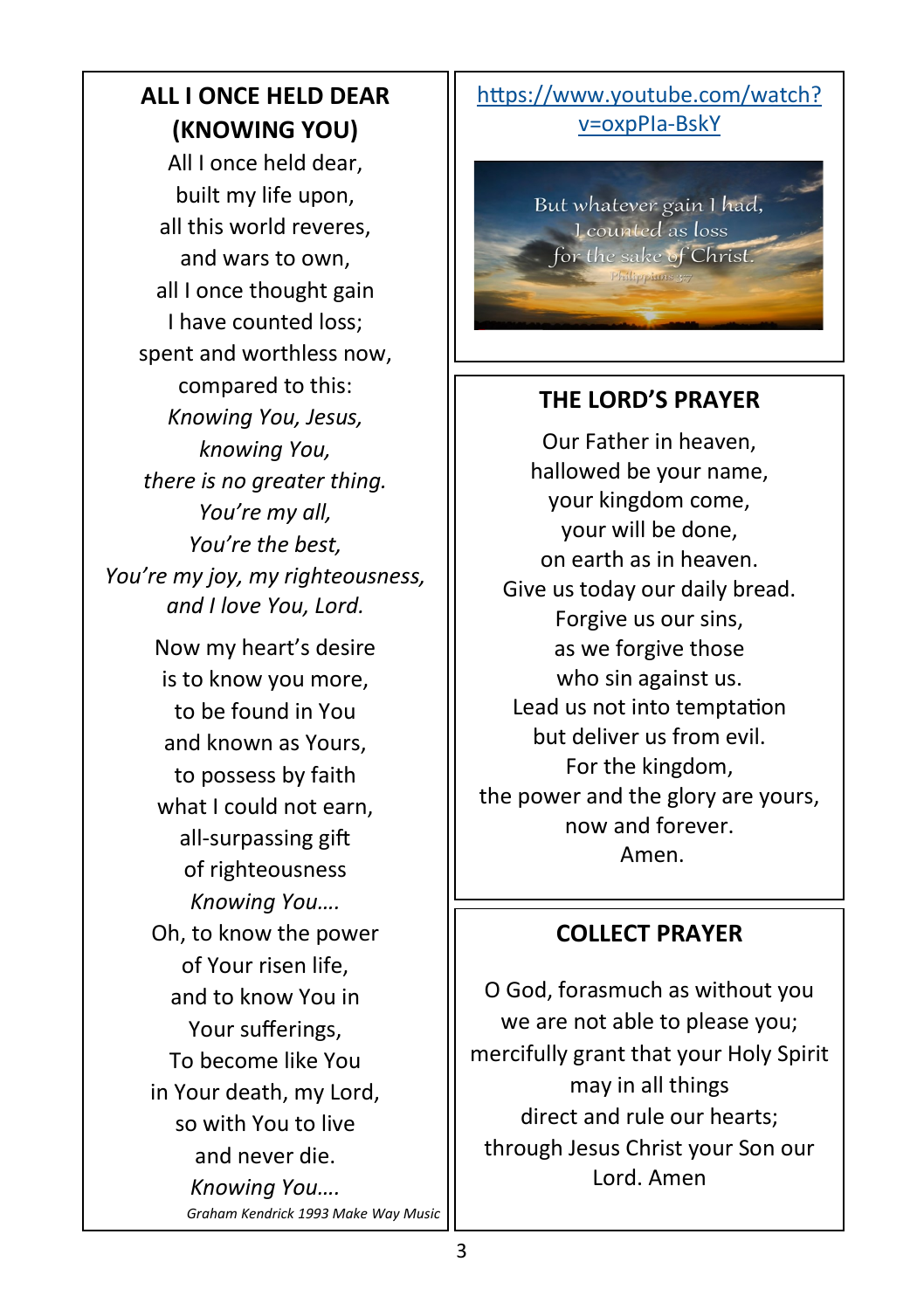## ALL I ONCE HELD DEAR (KNOWING YOU)

All I once held dear,
built my life upon,
all this world reveres,
and wars to own,
all I once thought gain
I have counted loss;
spent and worthless now,
compared to this:
*Knowing You, Jesus,*
*knowing You,*
*there is no greater thing.*
*You're my all,*
*You're the best,*
*You're my joy, my righteousness,*
*and I love You, Lord.*

Now my heart's desire
is to know you more,
to be found in You
and known as Yours,
to possess by faith
what I could not earn,
all-surpassing gift
of righteousness
*Knowing You….*
Oh, to know the power
of Your risen life,
and to know You in
Your sufferings,
To become like You
in Your death, my Lord,
so with You to live
and never die.
*Knowing You….*

*Graham Kendrick 1993 Make Way Music*

https://www.youtube.com/watch?v=oxpPIa-BskY

But whatever gain I had,
I counted as loss
for the sake of Christ.
Philippians 3:7

## THE LORD'S PRAYER

Our Father in heaven,
hallowed be your name,
your kingdom come,
your will be done,
on earth as in heaven.
Give us today our daily bread.
Forgive us our sins,
as we forgive those
who sin against us.
Lead us not into temptation
but deliver us from evil.
For the kingdom,
the power and the glory are yours,
now and forever.
Amen.

## COLLECT PRAYER

O God, forasmuch as without you
we are not able to please you;
mercifully grant that your Holy Spirit
may in all things
direct and rule our hearts;
through Jesus Christ your Son our
Lord. Amen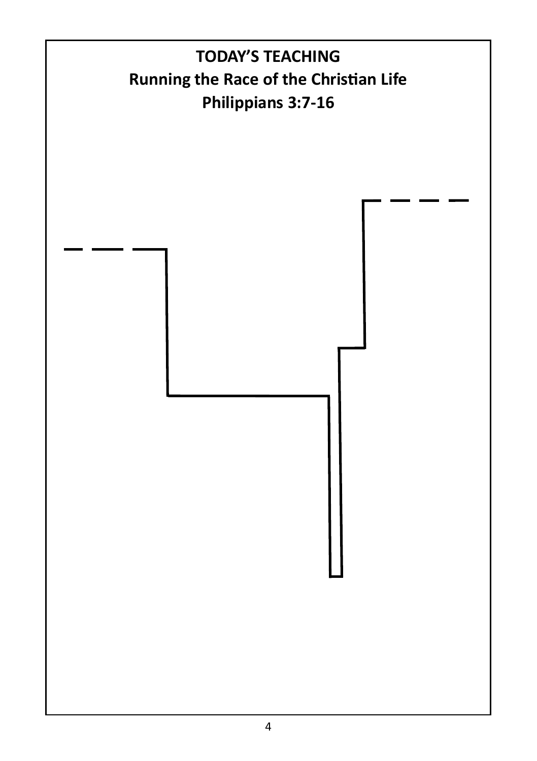**TODAY'S TEACHING**

**Running the Race of the Christian Life**

**Philippians 3:7-16**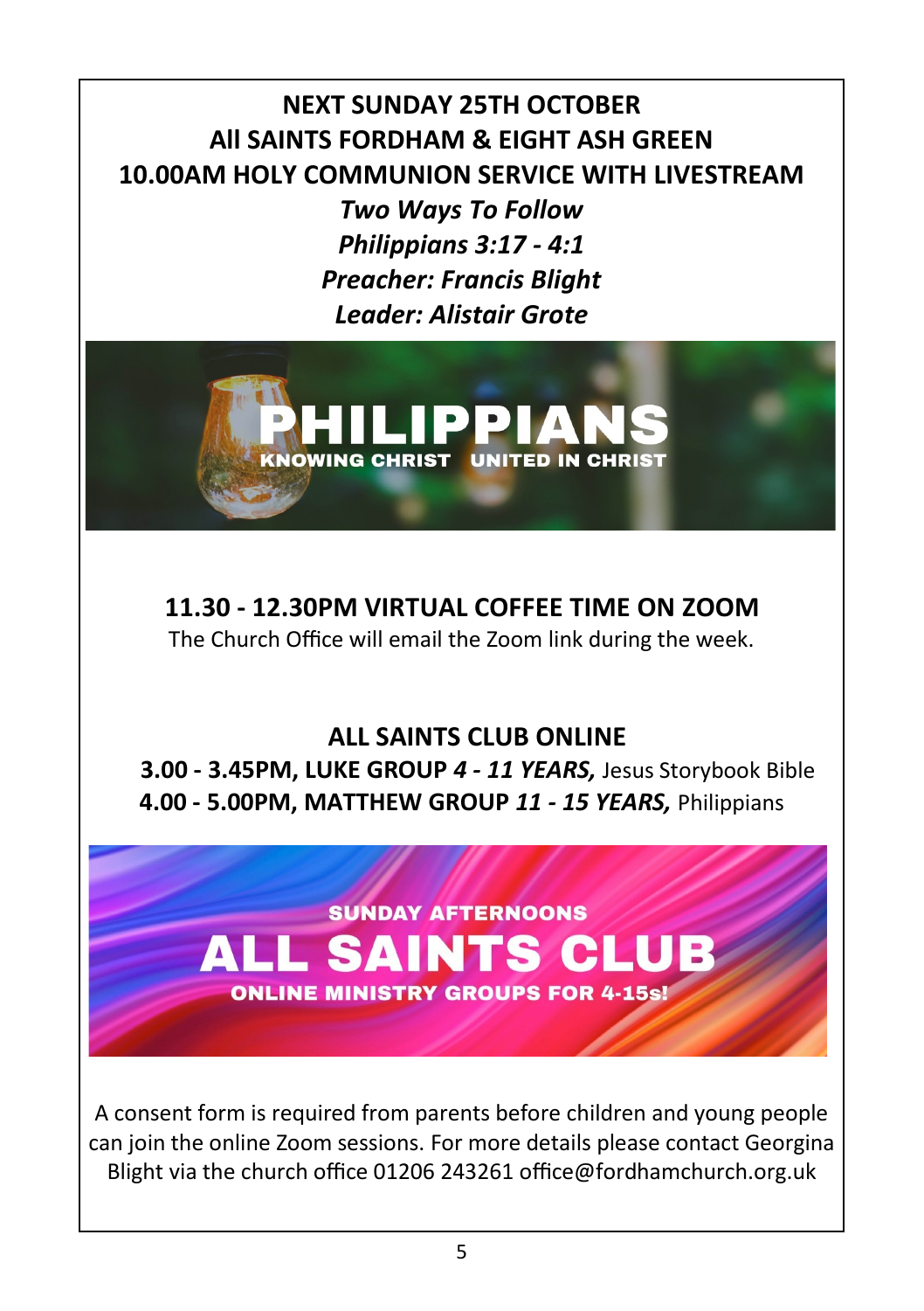**NEXT SUNDAY 25TH OCTOBER**
**All SAINTS FORDHAM & EIGHT ASH GREEN**
**10.00AM HOLY COMMUNION SERVICE WITH LIVESTREAM**

***Two Ways To Follow***
***Philippians 3:17 - 4:1***
***Preacher: Francis Blight***
***Leader: Alistair Grote***

PHILIPPIANS
KNOWING CHRIST UNITED IN CHRIST

**11.30 - 12.30PM VIRTUAL COFFEE TIME ON ZOOM**

The Church Office will email the Zoom link during the week.

**ALL SAINTS CLUB ONLINE**

**3.00 - 3.45PM, LUKE GROUP** ***4 - 11 YEARS,*** Jesus Storybook Bible
**4.00 - 5.00PM, MATTHEW GROUP** ***11 - 15 YEARS,*** Philippians

SUNDAY AFTERNOONS
ALL SAINTS CLUB
ONLINE MINISTRY GROUPS FOR 4-15s!

A consent form is required from parents before children and young people can join the online Zoom sessions. For more details please contact Georgina Blight via the church office 01206 243261 office@fordhamchurch.org.uk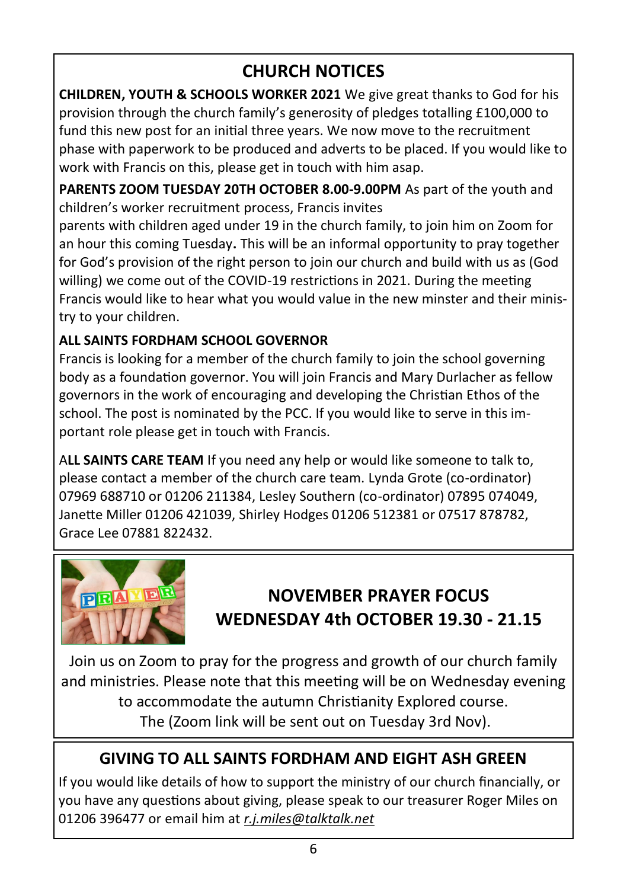# CHURCH NOTICES

**CHILDREN, YOUTH & SCHOOLS WORKER 2021** We give great thanks to God for his provision through the church family's generosity of pledges totalling £100,000 to fund this new post for an initial three years. We now move to the recruitment phase with paperwork to be produced and adverts to be placed. If you would like to work with Francis on this, please get in touch with him asap.

**PARENTS ZOOM TUESDAY 20TH OCTOBER 8.00-9.00PM** As part of the youth and children's worker recruitment process, Francis invites parents with children aged under 19 in the church family, to join him on Zoom for an hour this coming Tuesday**.** This will be an informal opportunity to pray together for God's provision of the right person to join our church and build with us as (God willing) we come out of the COVID-19 restrictions in 2021. During the meeting Francis would like to hear what you would value in the new minster and their ministry to your children.

**ALL SAINTS FORDHAM SCHOOL GOVERNOR**

Francis is looking for a member of the church family to join the school governing body as a foundation governor. You will join Francis and Mary Durlacher as fellow governors in the work of encouraging and developing the Christian Ethos of the school. The post is nominated by the PCC. If you would like to serve in this important role please get in touch with Francis.

**ALL SAINTS CARE TEAM** If you need any help or would like someone to talk to, please contact a member of the church care team. Lynda Grote (co-ordinator) 07969 688710 or 01206 211384, Lesley Southern (co-ordinator) 07895 074049, Janette Miller 01206 421039, Shirley Hodges 01206 512381 or 07517 878782, Grace Lee 07881 822432.

## NOVEMBER PRAYER FOCUS
## WEDNESDAY 4th OCTOBER 19.30 - 21.15

Join us on Zoom to pray for the progress and growth of our church family and ministries. Please note that this meeting will be on Wednesday evening to accommodate the autumn Christianity Explored course.
The (Zoom link will be sent out on Tuesday 3rd Nov).

## GIVING TO ALL SAINTS FORDHAM AND EIGHT ASH GREEN

If you would like details of how to support the ministry of our church financially, or you have any questions about giving, please speak to our treasurer Roger Miles on 01206 396477 or email him at *r.j.miles@talktalk.net*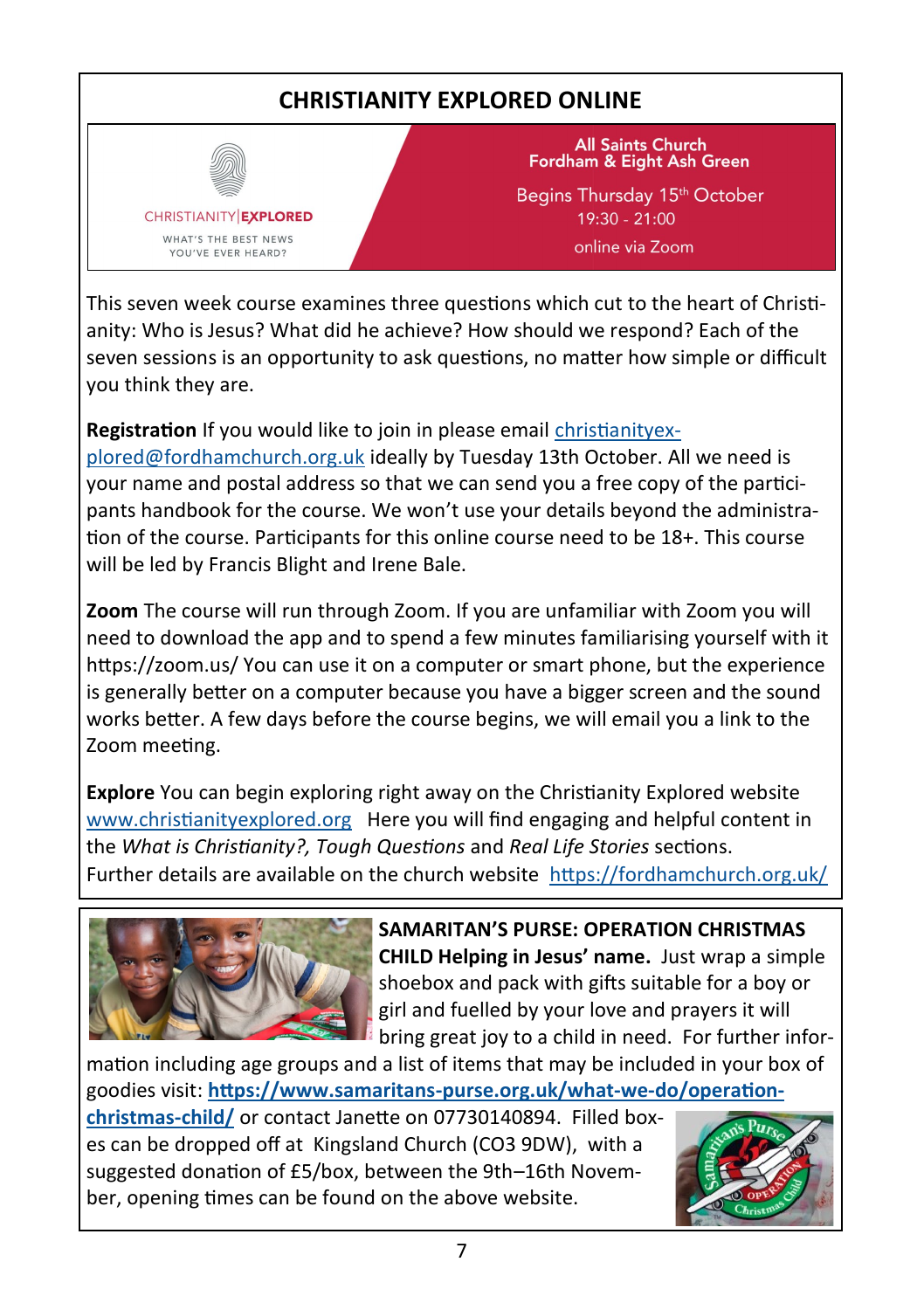## CHRISTIANITY EXPLORED ONLINE

CHRISTIANITY|EXPLORED

WHAT'S THE BEST NEWS YOU'VE EVER HEARD?

All Saints Church
Fordham & Eight Ash Green

Begins Thursday 15th October
19:30 - 21:00
online via Zoom

This seven week course examines three questions which cut to the heart of Christianity: Who is Jesus? What did he achieve? How should we respond? Each of the seven sessions is an opportunity to ask questions, no matter how simple or difficult you think they are.

**Registration** If you would like to join in please email christianityexplored@fordhamchurch.org.uk ideally by Tuesday 13th October. All we need is your name and postal address so that we can send you a free copy of the participants handbook for the course. We won't use your details beyond the administration of the course. Participants for this online course need to be 18+. This course will be led by Francis Blight and Irene Bale.

**Zoom** The course will run through Zoom. If you are unfamiliar with Zoom you will need to download the app and to spend a few minutes familiarising yourself with it https://zoom.us/ You can use it on a computer or smart phone, but the experience is generally better on a computer because you have a bigger screen and the sound works better. A few days before the course begins, we will email you a link to the Zoom meeting.

**Explore** You can begin exploring right away on the Christianity Explored website www.christianityexplored.org Here you will find engaging and helpful content in the *What is Christianity?, Tough Questions* and *Real Life Stories* sections.
Further details are available on the church website https://fordhamchurch.org.uk/

**SAMARITAN'S PURSE: OPERATION CHRISTMAS CHILD Helping in Jesus' name.** Just wrap a simple shoebox and pack with gifts suitable for a boy or girl and fuelled by your love and prayers it will bring great joy to a child in need. For further information including age groups and a list of items that may be included in your box of goodies visit: **https://www.samaritans-purse.org.uk/what-we-do/operation-christmas-child/** or contact Janette on 07730140894. Filled boxes can be dropped off at Kingsland Church (CO3 9DW), with a suggested donation of £5/box, between the 9th–16th November, opening times can be found on the above website.